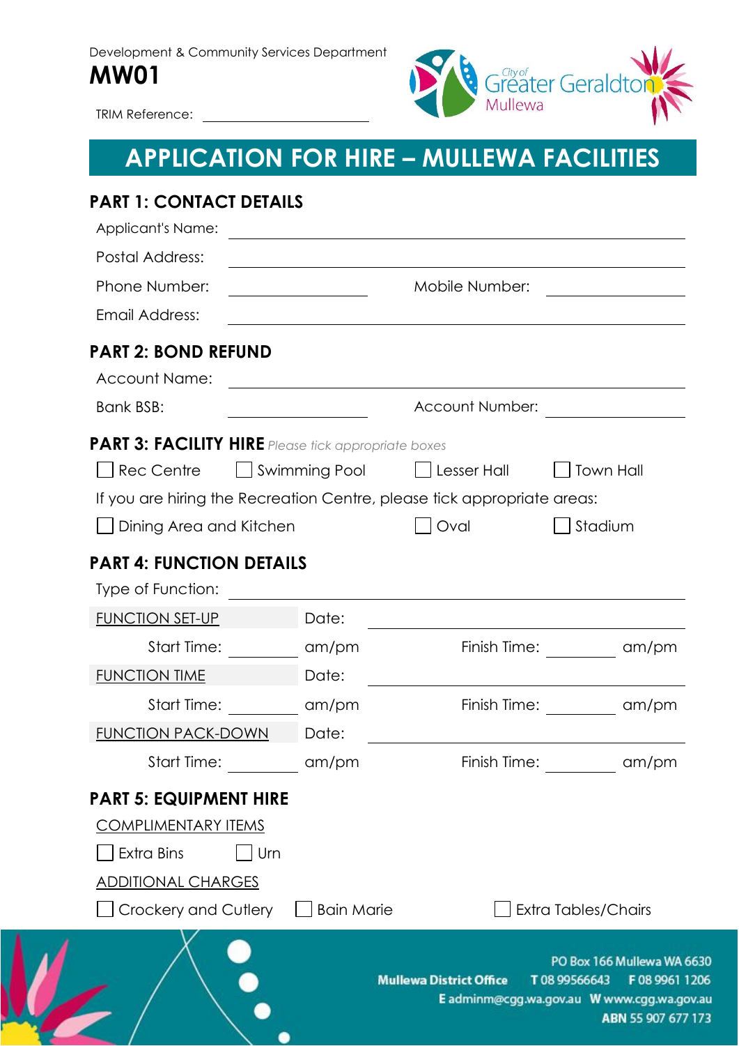Development & Community Services Department

# MW01

TRIM Reference: ____________________

City of Greater Geraldton Mullewa

## APPLICATION FOR HIRE – MULLEWA FACILITIES

### PART 1: CONTACT DETAILS

Applicant's Name: ____________________

Postal Address: ____________________

Phone Number: ____________________ Mobile Number: ____________________

Email Address: ____________________

### PART 2: BOND REFUND

Account Name: ____________________

Bank BSB: ____________________ Account Number: ____________________

### PART 3: FACILITY HIRE *Please tick appropriate boxes*

☐ Rec Centre ☐ Swimming Pool ☐ Lesser Hall ☐ Town Hall

If you are hiring the Recreation Centre, please tick appropriate areas:

☐ Dining Area and Kitchen ☐ Oval ☐ Stadium

### PART 4: FUNCTION DETAILS

Type of Function: ____________________

FUNCTION SET-UP Date: ____________________

Start Time: ________ am/pm Finish Time: ________ am/pm

FUNCTION TIME Date: ____________________

Start Time: ________ am/pm Finish Time: ________ am/pm

FUNCTION PACK-DOWN Date: ____________________

Start Time: ________ am/pm Finish Time: ________ am/pm

### PART 5: EQUIPMENT HIRE

COMPLIMENTARY ITEMS

☐ Extra Bins ☐ Urn

ADDITIONAL CHARGES

☐ Crockery and Cutlery ☐ Bain Marie ☐ Extra Tables/Chairs

Mullewa District Office
PO Box 166 Mullewa WA 6630
T 08 99566643 F 08 9961 1206
E adminm@cgg.wa.gov.au W www.cgg.wa.gov.au
ABN 55 907 677 173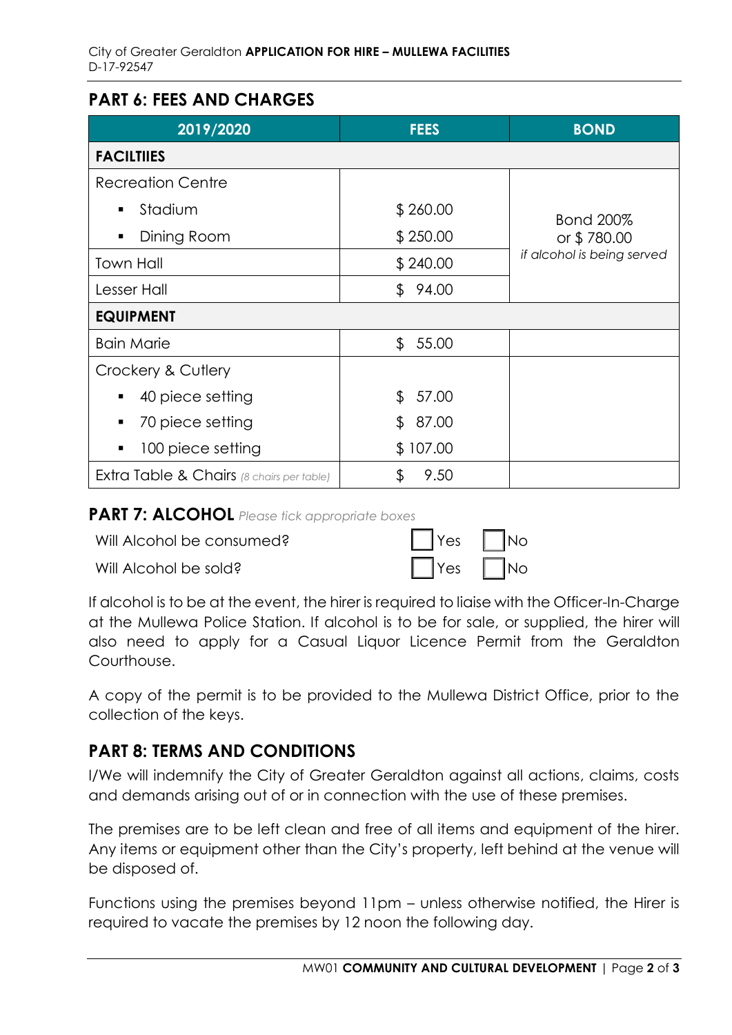## PART 6: FEES AND CHARGES

| 2019/2020 | FEES | BOND |
|---|---|---|
| **FACILTIIES** | | |
| Recreation Centre | | Bond 200% or $ 780.00 *if alcohol is being served* |
| ▪ Stadium | $ 260.00 | |
| ▪ Dining Room | $ 250.00 | |
| Town Hall | $ 240.00 | |
| Lesser Hall | $ 94.00 | |
| **EQUIPMENT** | | |
| Bain Marie | $ 55.00 | |
| Crockery & Cutlery | | |
| ▪ 40 piece setting | $ 57.00 | |
| ▪ 70 piece setting | $ 87.00 | |
| ▪ 100 piece setting | $ 107.00 | |
| Extra Table & Chairs *(8 chairs per table)* | $ 9.50 | |

## PART 7: ALCOHOL *Please tick appropriate boxes*

Will Alcohol be consumed? ☐ Yes ☐ No

Will Alcohol be sold? ☐ Yes ☐ No

If alcohol is to be at the event, the hirer is required to liaise with the Officer-In-Charge at the Mullewa Police Station. If alcohol is to be for sale, or supplied, the hirer will also need to apply for a Casual Liquor Licence Permit from the Geraldton Courthouse.

A copy of the permit is to be provided to the Mullewa District Office, prior to the collection of the keys.

## PART 8: TERMS AND CONDITIONS

I/We will indemnify the City of Greater Geraldton against all actions, claims, costs and demands arising out of or in connection with the use of these premises.

The premises are to be left clean and free of all items and equipment of the hirer. Any items or equipment other than the City's property, left behind at the venue will be disposed of.

Functions using the premises beyond 11pm – unless otherwise notified, the Hirer is required to vacate the premises by 12 noon the following day.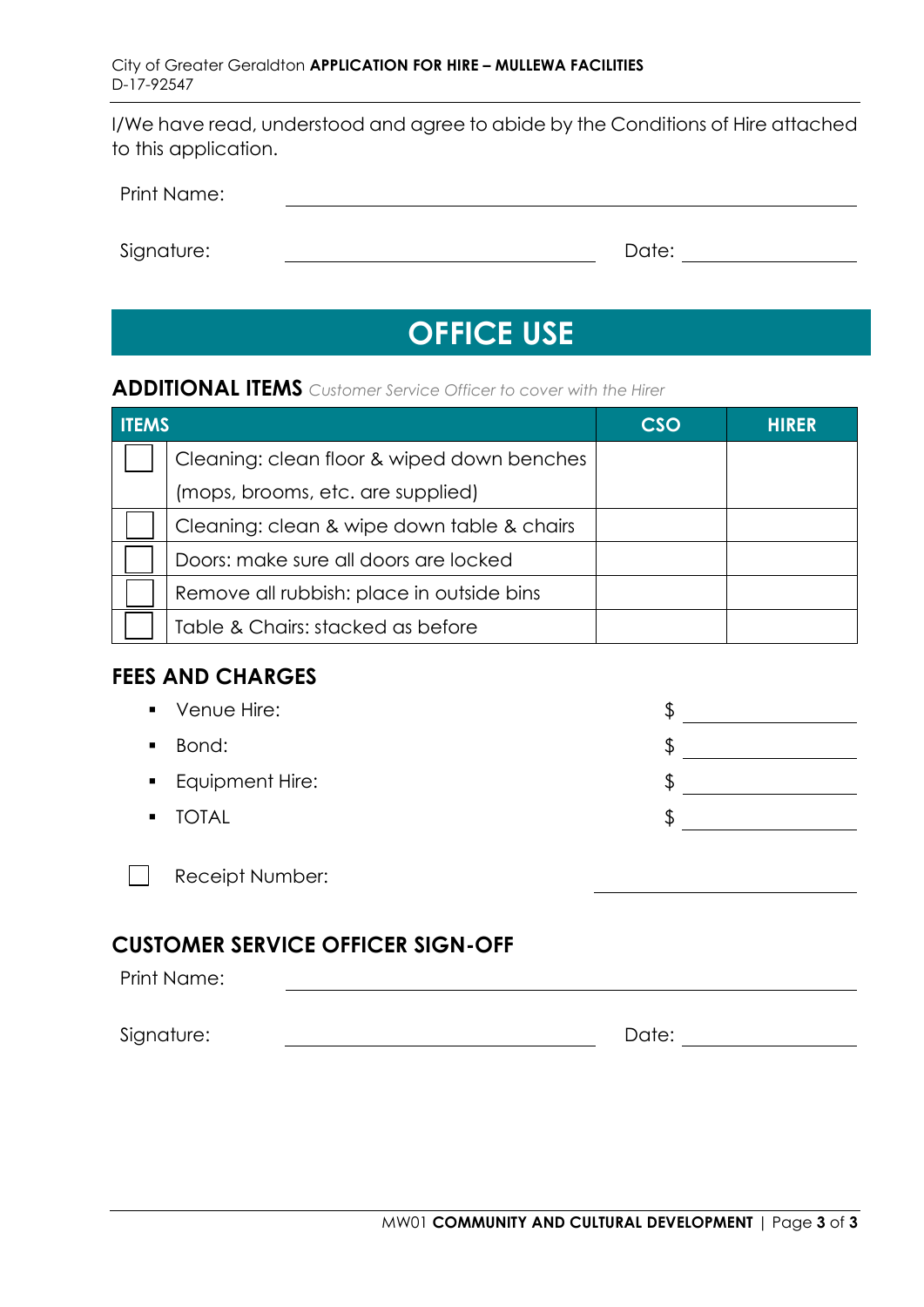I/We have read, understood and agree to abide by the Conditions of Hire attached to this application.

Print Name: ______________________________

Signature: ______________________ Date: ______________

# OFFICE USE

## ADDITIONAL ITEMS *Customer Service Officer to cover with the Hirer*

| ITEMS | | CSO | HIRER |
|---|---|---|---|
| ☐ | Cleaning: clean floor & wiped down benches (mops, brooms, etc. are supplied) | | |
| ☐ | Cleaning: clean & wipe down table & chairs | | |
| ☐ | Doors: make sure all doors are locked | | |
| ☐ | Remove all rubbish: place in outside bins | | |
| ☐ | Table & Chairs: stacked as before | | |

## FEES AND CHARGES

- Venue Hire: $ ______________
- Bond: $ ______________
- Equipment Hire: $ ______________
- TOTAL $ ______________

☐ Receipt Number: ______________

## CUSTOMER SERVICE OFFICER SIGN-OFF

Print Name: ______________________________

Signature: ______________________ Date: ______________